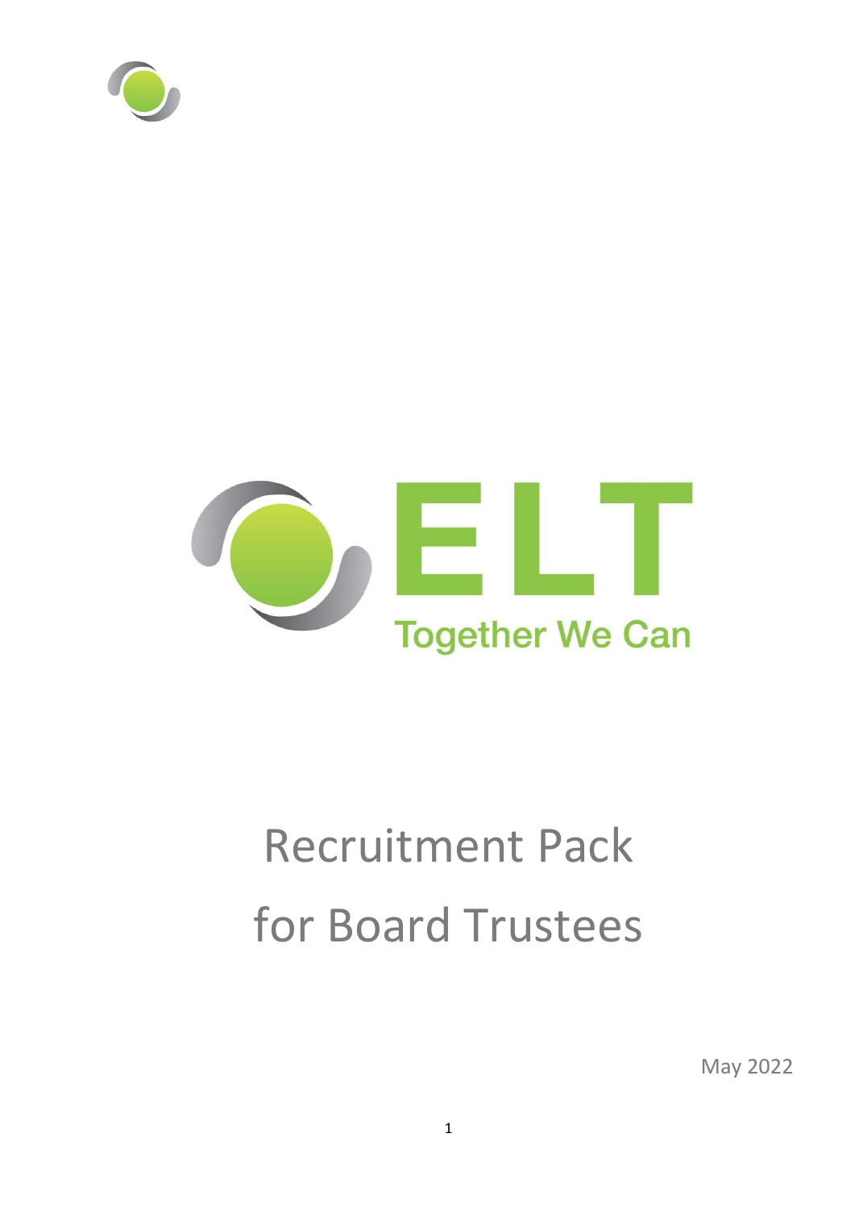ELT

Together We Can

# Recruitment Pack for Board Trustees

May 2022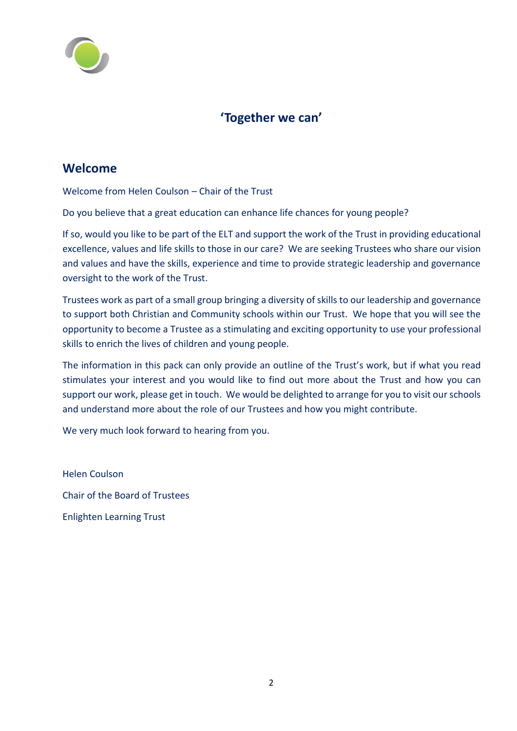## 'Together we can'

## Welcome

Welcome from Helen Coulson – Chair of the Trust

Do you believe that a great education can enhance life chances for young people?

If so, would you like to be part of the ELT and support the work of the Trust in providing educational excellence, values and life skills to those in our care? We are seeking Trustees who share our vision and values and have the skills, experience and time to provide strategic leadership and governance oversight to the work of the Trust.

Trustees work as part of a small group bringing a diversity of skills to our leadership and governance to support both Christian and Community schools within our Trust. We hope that you will see the opportunity to become a Trustee as a stimulating and exciting opportunity to use your professional skills to enrich the lives of children and young people.

The information in this pack can only provide an outline of the Trust's work, but if what you read stimulates your interest and you would like to find out more about the Trust and how you can support our work, please get in touch. We would be delighted to arrange for you to visit our schools and understand more about the role of our Trustees and how you might contribute.

We very much look forward to hearing from you.

Helen Coulson

Chair of the Board of Trustees

Enlighten Learning Trust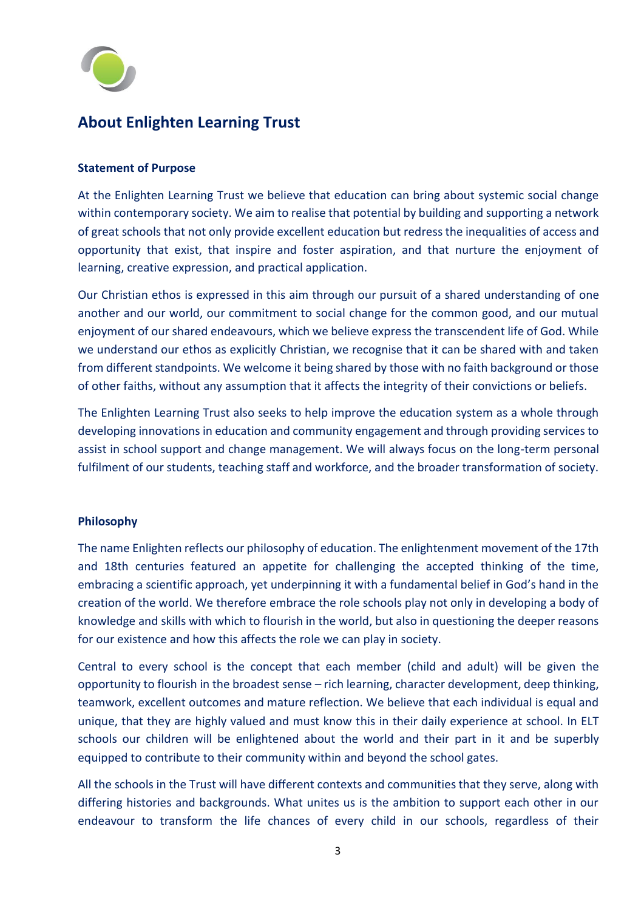## About Enlighten Learning Trust

### Statement of Purpose

At the Enlighten Learning Trust we believe that education can bring about systemic social change within contemporary society. We aim to realise that potential by building and supporting a network of great schools that not only provide excellent education but redress the inequalities of access and opportunity that exist, that inspire and foster aspiration, and that nurture the enjoyment of learning, creative expression, and practical application.

Our Christian ethos is expressed in this aim through our pursuit of a shared understanding of one another and our world, our commitment to social change for the common good, and our mutual enjoyment of our shared endeavours, which we believe express the transcendent life of God. While we understand our ethos as explicitly Christian, we recognise that it can be shared with and taken from different standpoints. We welcome it being shared by those with no faith background or those of other faiths, without any assumption that it affects the integrity of their convictions or beliefs.

The Enlighten Learning Trust also seeks to help improve the education system as a whole through developing innovations in education and community engagement and through providing services to assist in school support and change management. We will always focus on the long-term personal fulfilment of our students, teaching staff and workforce, and the broader transformation of society.

### Philosophy

The name Enlighten reflects our philosophy of education. The enlightenment movement of the 17th and 18th centuries featured an appetite for challenging the accepted thinking of the time, embracing a scientific approach, yet underpinning it with a fundamental belief in God's hand in the creation of the world. We therefore embrace the role schools play not only in developing a body of knowledge and skills with which to flourish in the world, but also in questioning the deeper reasons for our existence and how this affects the role we can play in society.

Central to every school is the concept that each member (child and adult) will be given the opportunity to flourish in the broadest sense – rich learning, character development, deep thinking, teamwork, excellent outcomes and mature reflection. We believe that each individual is equal and unique, that they are highly valued and must know this in their daily experience at school. In ELT schools our children will be enlightened about the world and their part in it and be superbly equipped to contribute to their community within and beyond the school gates.

All the schools in the Trust will have different contexts and communities that they serve, along with differing histories and backgrounds. What unites us is the ambition to support each other in our endeavour to transform the life chances of every child in our schools, regardless of their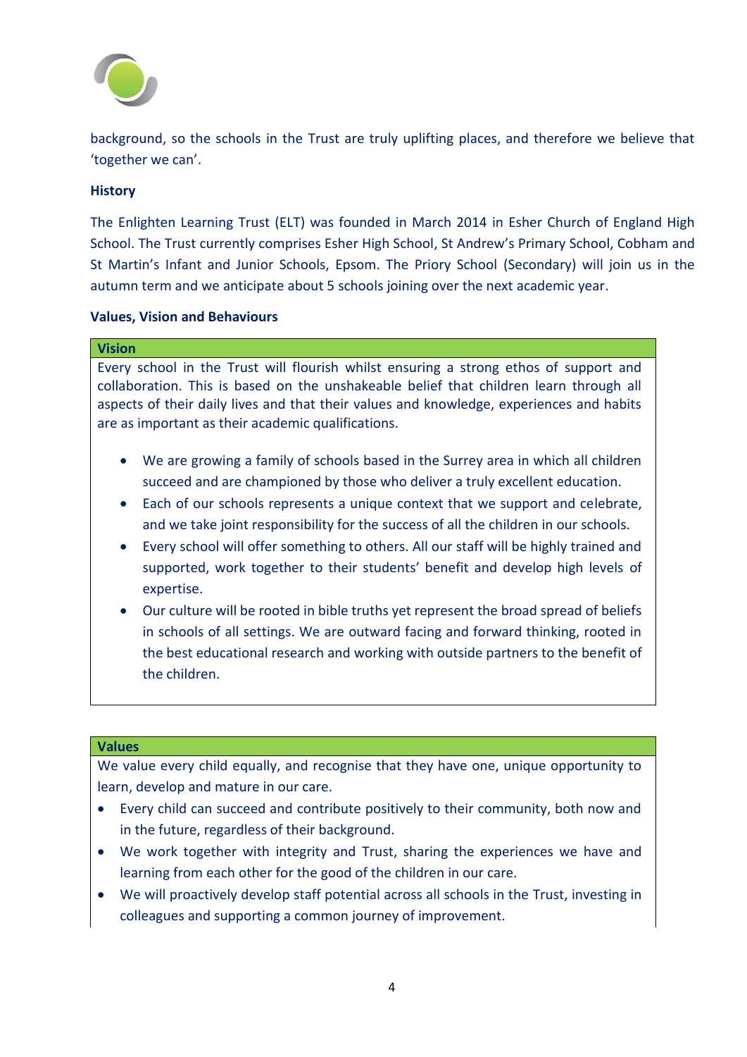background, so the schools in the Trust are truly uplifting places, and therefore we believe that 'together we can'.

**History**

The Enlighten Learning Trust (ELT) was founded in March 2014 in Esher Church of England High School. The Trust currently comprises Esher High School, St Andrew's Primary School, Cobham and St Martin's Infant and Junior Schools, Epsom. The Priory School (Secondary) will join us in the autumn term and we anticipate about 5 schools joining over the next academic year.

**Values, Vision and Behaviours**

**Vision**

Every school in the Trust will flourish whilst ensuring a strong ethos of support and collaboration. This is based on the unshakeable belief that children learn through all aspects of their daily lives and that their values and knowledge, experiences and habits are as important as their academic qualifications.

- We are growing a family of schools based in the Surrey area in which all children succeed and are championed by those who deliver a truly excellent education.
- Each of our schools represents a unique context that we support and celebrate, and we take joint responsibility for the success of all the children in our schools.
- Every school will offer something to others. All our staff will be highly trained and supported, work together to their students' benefit and develop high levels of expertise.
- Our culture will be rooted in bible truths yet represent the broad spread of beliefs in schools of all settings. We are outward facing and forward thinking, rooted in the best educational research and working with outside partners to the benefit of the children.

**Values**

We value every child equally, and recognise that they have one, unique opportunity to learn, develop and mature in our care.

- Every child can succeed and contribute positively to their community, both now and in the future, regardless of their background.
- We work together with integrity and Trust, sharing the experiences we have and learning from each other for the good of the children in our care.
- We will proactively develop staff potential across all schools in the Trust, investing in colleagues and supporting a common journey of improvement.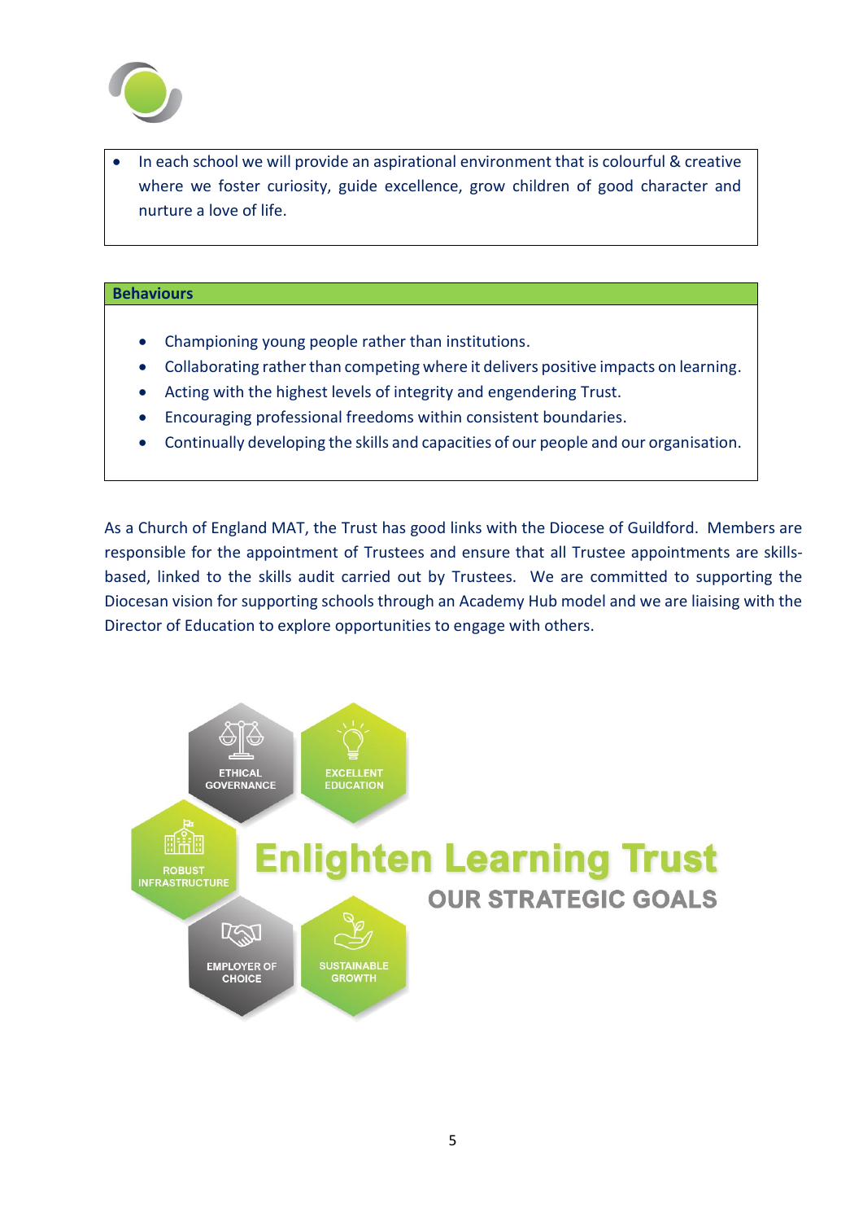- In each school we will provide an aspirational environment that is colourful & creative where we foster curiosity, guide excellence, grow children of good character and nurture a love of life.

**Behaviours**

- Championing young people rather than institutions.
- Collaborating rather than competing where it delivers positive impacts on learning.
- Acting with the highest levels of integrity and engendering Trust.
- Encouraging professional freedoms within consistent boundaries.
- Continually developing the skills and capacities of our people and our organisation.

As a Church of England MAT, the Trust has good links with the Diocese of Guildford. Members are responsible for the appointment of Trustees and ensure that all Trustee appointments are skills-based, linked to the skills audit carried out by Trustees. We are committed to supporting the Diocesan vision for supporting schools through an Academy Hub model and we are liaising with the Director of Education to explore opportunities to engage with others.

ETHICAL GOVERNANCE

EXCELLENT EDUCATION

ROBUST INFRASTRUCTURE

EMPLOYER OF CHOICE

SUSTAINABLE GROWTH

Enlighten Learning Trust

OUR STRATEGIC GOALS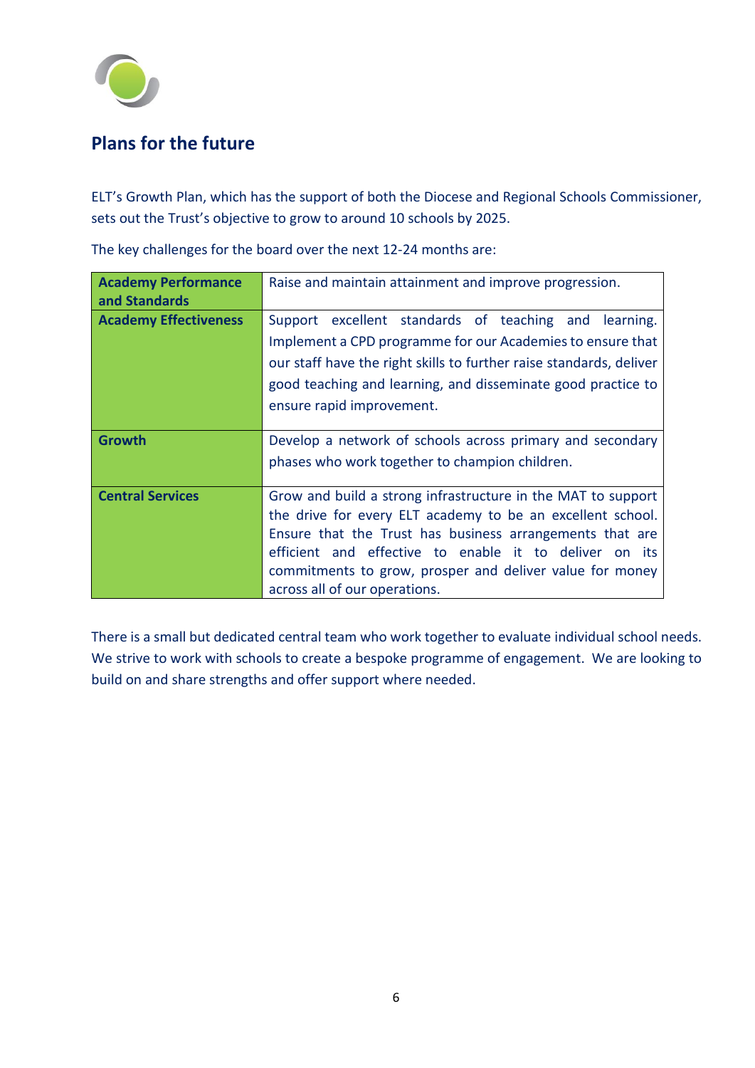## Plans for the future

ELT's Growth Plan, which has the support of both the Diocese and Regional Schools Commissioner, sets out the Trust's objective to grow to around 10 schools by 2025.

The key challenges for the board over the next 12-24 months are:

| | |
|---|---|
| **Academy Performance and Standards** | Raise and maintain attainment and improve progression. |
| **Academy Effectiveness** | Support excellent standards of teaching and learning. Implement a CPD programme for our Academies to ensure that our staff have the right skills to further raise standards, deliver good teaching and learning, and disseminate good practice to ensure rapid improvement. |
| **Growth** | Develop a network of schools across primary and secondary phases who work together to champion children. |
| **Central Services** | Grow and build a strong infrastructure in the MAT to support the drive for every ELT academy to be an excellent school. Ensure that the Trust has business arrangements that are efficient and effective to enable it to deliver on its commitments to grow, prosper and deliver value for money across all of our operations. |

There is a small but dedicated central team who work together to evaluate individual school needs. We strive to work with schools to create a bespoke programme of engagement. We are looking to build on and share strengths and offer support where needed.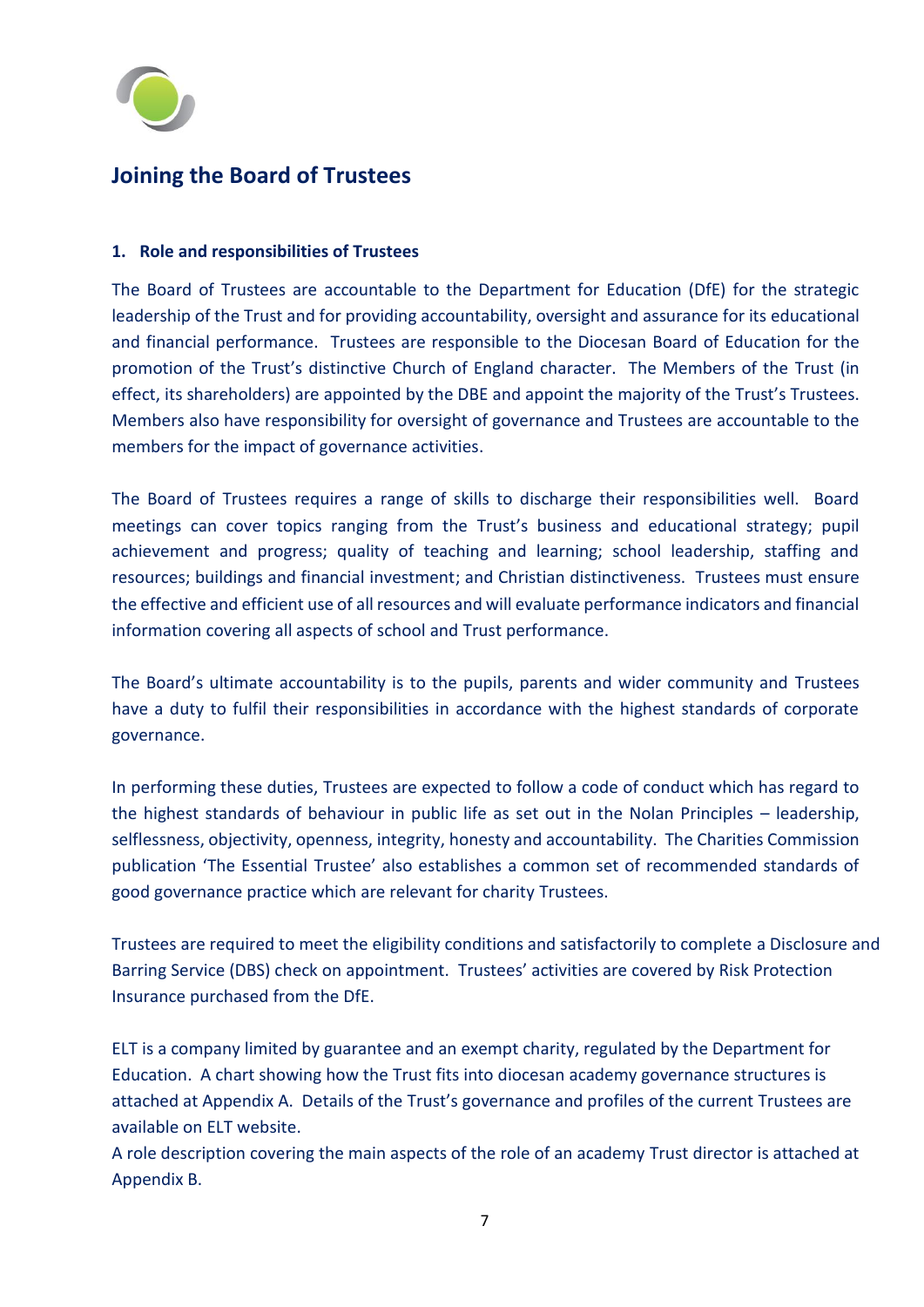## Joining the Board of Trustees

### 1. Role and responsibilities of Trustees

The Board of Trustees are accountable to the Department for Education (DfE) for the strategic leadership of the Trust and for providing accountability, oversight and assurance for its educational and financial performance. Trustees are responsible to the Diocesan Board of Education for the promotion of the Trust's distinctive Church of England character. The Members of the Trust (in effect, its shareholders) are appointed by the DBE and appoint the majority of the Trust's Trustees. Members also have responsibility for oversight of governance and Trustees are accountable to the members for the impact of governance activities.

The Board of Trustees requires a range of skills to discharge their responsibilities well. Board meetings can cover topics ranging from the Trust's business and educational strategy; pupil achievement and progress; quality of teaching and learning; school leadership, staffing and resources; buildings and financial investment; and Christian distinctiveness. Trustees must ensure the effective and efficient use of all resources and will evaluate performance indicators and financial information covering all aspects of school and Trust performance.

The Board's ultimate accountability is to the pupils, parents and wider community and Trustees have a duty to fulfil their responsibilities in accordance with the highest standards of corporate governance.

In performing these duties, Trustees are expected to follow a code of conduct which has regard to the highest standards of behaviour in public life as set out in the Nolan Principles – leadership, selflessness, objectivity, openness, integrity, honesty and accountability. The Charities Commission publication 'The Essential Trustee' also establishes a common set of recommended standards of good governance practice which are relevant for charity Trustees.

Trustees are required to meet the eligibility conditions and satisfactorily to complete a Disclosure and Barring Service (DBS) check on appointment. Trustees' activities are covered by Risk Protection Insurance purchased from the DfE.

ELT is a company limited by guarantee and an exempt charity, regulated by the Department for Education. A chart showing how the Trust fits into diocesan academy governance structures is attached at Appendix A. Details of the Trust's governance and profiles of the current Trustees are available on ELT website.

A role description covering the main aspects of the role of an academy Trust director is attached at Appendix B.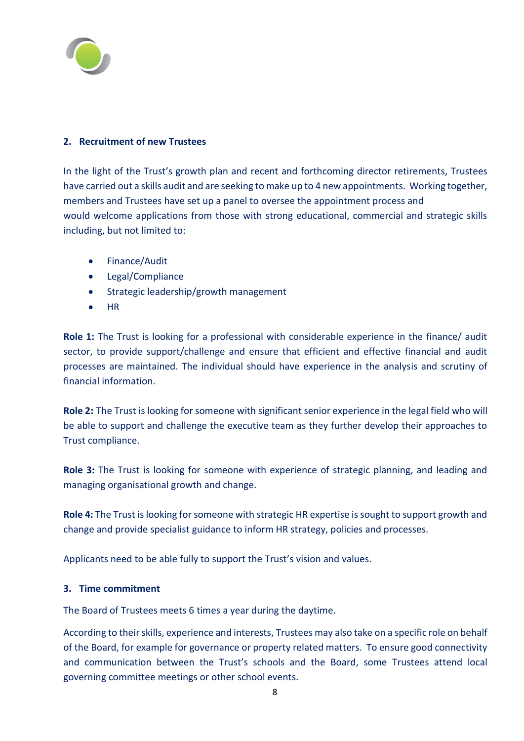## 2. Recruitment of new Trustees

In the light of the Trust's growth plan and recent and forthcoming director retirements, Trustees have carried out a skills audit and are seeking to make up to 4 new appointments. Working together, members and Trustees have set up a panel to oversee the appointment process and would welcome applications from those with strong educational, commercial and strategic skills including, but not limited to:

- Finance/Audit
- Legal/Compliance
- Strategic leadership/growth management
- HR

**Role 1:** The Trust is looking for a professional with considerable experience in the finance/ audit sector, to provide support/challenge and ensure that efficient and effective financial and audit processes are maintained. The individual should have experience in the analysis and scrutiny of financial information.

**Role 2:** The Trust is looking for someone with significant senior experience in the legal field who will be able to support and challenge the executive team as they further develop their approaches to Trust compliance.

**Role 3:** The Trust is looking for someone with experience of strategic planning, and leading and managing organisational growth and change.

**Role 4:** The Trust is looking for someone with strategic HR expertise is sought to support growth and change and provide specialist guidance to inform HR strategy, policies and processes.

Applicants need to be able fully to support the Trust's vision and values.

## 3. Time commitment

The Board of Trustees meets 6 times a year during the daytime.

According to their skills, experience and interests, Trustees may also take on a specific role on behalf of the Board, for example for governance or property related matters. To ensure good connectivity and communication between the Trust's schools and the Board, some Trustees attend local governing committee meetings or other school events.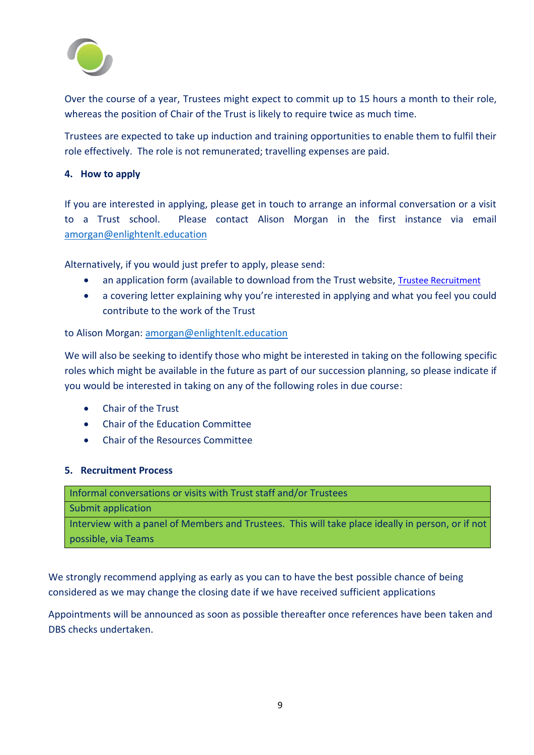Over the course of a year, Trustees might expect to commit up to 15 hours a month to their role, whereas the position of Chair of the Trust is likely to require twice as much time.

Trustees are expected to take up induction and training opportunities to enable them to fulfil their role effectively. The role is not remunerated; travelling expenses are paid.

**4. How to apply**

If you are interested in applying, please get in touch to arrange an informal conversation or a visit to a Trust school. Please contact Alison Morgan in the first instance via email amorgan@enlightenlt.education

Alternatively, if you would just prefer to apply, please send:

- an application form (available to download from the Trust website, Trustee Recruitment
- a covering letter explaining why you're interested in applying and what you feel you could contribute to the work of the Trust

to Alison Morgan: amorgan@enlightenlt.education

We will also be seeking to identify those who might be interested in taking on the following specific roles which might be available in the future as part of our succession planning, so please indicate if you would be interested in taking on any of the following roles in due course:

- Chair of the Trust
- Chair of the Education Committee
- Chair of the Resources Committee

**5. Recruitment Process**

| |
|---|
| Informal conversations or visits with Trust staff and/or Trustees |
| Submit application |
| Interview with a panel of Members and Trustees. This will take place ideally in person, or if not possible, via Teams |

We strongly recommend applying as early as you can to have the best possible chance of being considered as we may change the closing date if we have received sufficient applications

Appointments will be announced as soon as possible thereafter once references have been taken and DBS checks undertaken.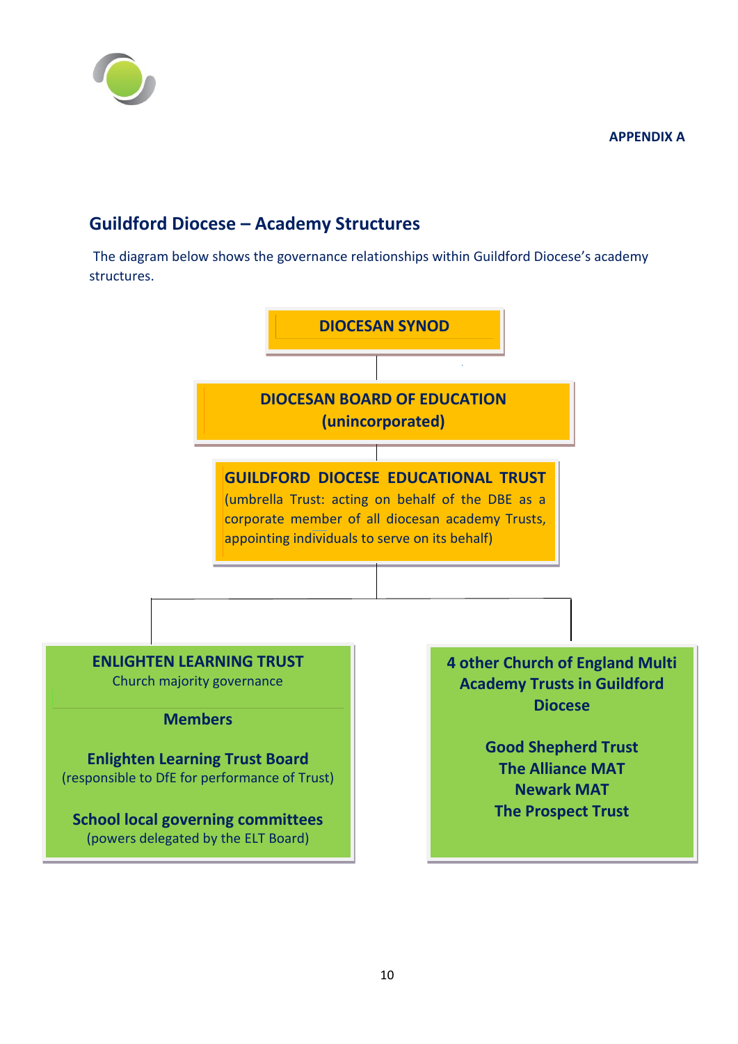**APPENDIX A**

## Guildford Diocese – Academy Structures

The diagram below shows the governance relationships within Guildford Diocese's academy structures.

**DIOCESAN SYNOD**

**DIOCESAN BOARD OF EDUCATION (unincorporated)**

**GUILDFORD DIOCESE EDUCATIONAL TRUST**
(umbrella Trust: acting on behalf of the DBE as a corporate member of all diocesan academy Trusts, appointing individuals to serve on its behalf)

**ENLIGHTEN LEARNING TRUST**
Church majority governance

**Members**

**Enlighten Learning Trust Board**
(responsible to DfE for performance of Trust)

**School local governing committees**
(powers delegated by the ELT Board)

**4 other Church of England Multi Academy Trusts in Guildford Diocese**

**Good Shepherd Trust**
**The Alliance MAT**
**Newark MAT**
**The Prospect Trust**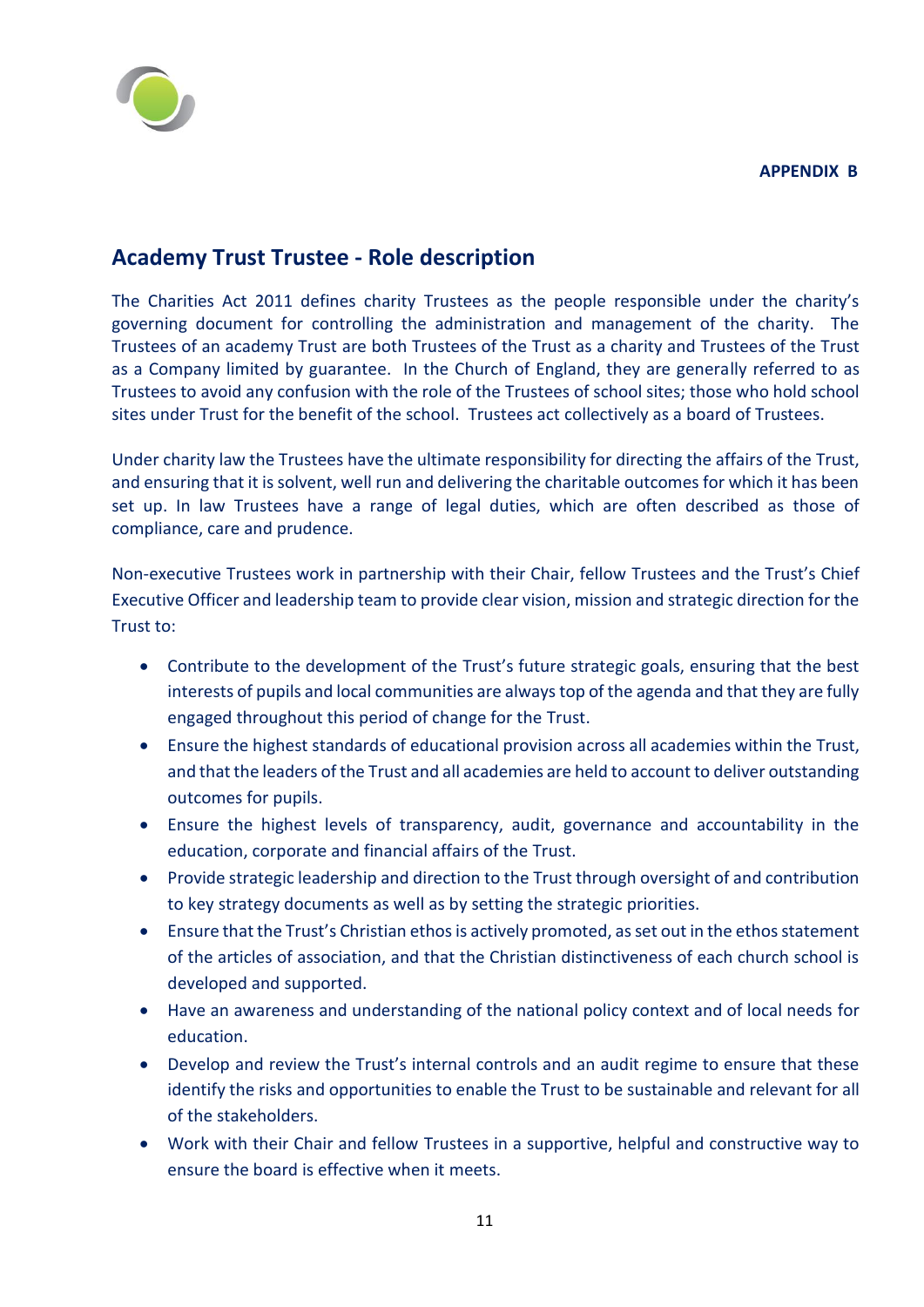**APPENDIX B**

## Academy Trust Trustee - Role description

The Charities Act 2011 defines charity Trustees as the people responsible under the charity's governing document for controlling the administration and management of the charity. The Trustees of an academy Trust are both Trustees of the Trust as a charity and Trustees of the Trust as a Company limited by guarantee. In the Church of England, they are generally referred to as Trustees to avoid any confusion with the role of the Trustees of school sites; those who hold school sites under Trust for the benefit of the school. Trustees act collectively as a board of Trustees.

Under charity law the Trustees have the ultimate responsibility for directing the affairs of the Trust, and ensuring that it is solvent, well run and delivering the charitable outcomes for which it has been set up. In law Trustees have a range of legal duties, which are often described as those of compliance, care and prudence.

Non-executive Trustees work in partnership with their Chair, fellow Trustees and the Trust's Chief Executive Officer and leadership team to provide clear vision, mission and strategic direction for the Trust to:

- Contribute to the development of the Trust's future strategic goals, ensuring that the best interests of pupils and local communities are always top of the agenda and that they are fully engaged throughout this period of change for the Trust.
- Ensure the highest standards of educational provision across all academies within the Trust, and that the leaders of the Trust and all academies are held to account to deliver outstanding outcomes for pupils.
- Ensure the highest levels of transparency, audit, governance and accountability in the education, corporate and financial affairs of the Trust.
- Provide strategic leadership and direction to the Trust through oversight of and contribution to key strategy documents as well as by setting the strategic priorities.
- Ensure that the Trust's Christian ethos is actively promoted, as set out in the ethos statement of the articles of association, and that the Christian distinctiveness of each church school is developed and supported.
- Have an awareness and understanding of the national policy context and of local needs for education.
- Develop and review the Trust's internal controls and an audit regime to ensure that these identify the risks and opportunities to enable the Trust to be sustainable and relevant for all of the stakeholders.
- Work with their Chair and fellow Trustees in a supportive, helpful and constructive way to ensure the board is effective when it meets.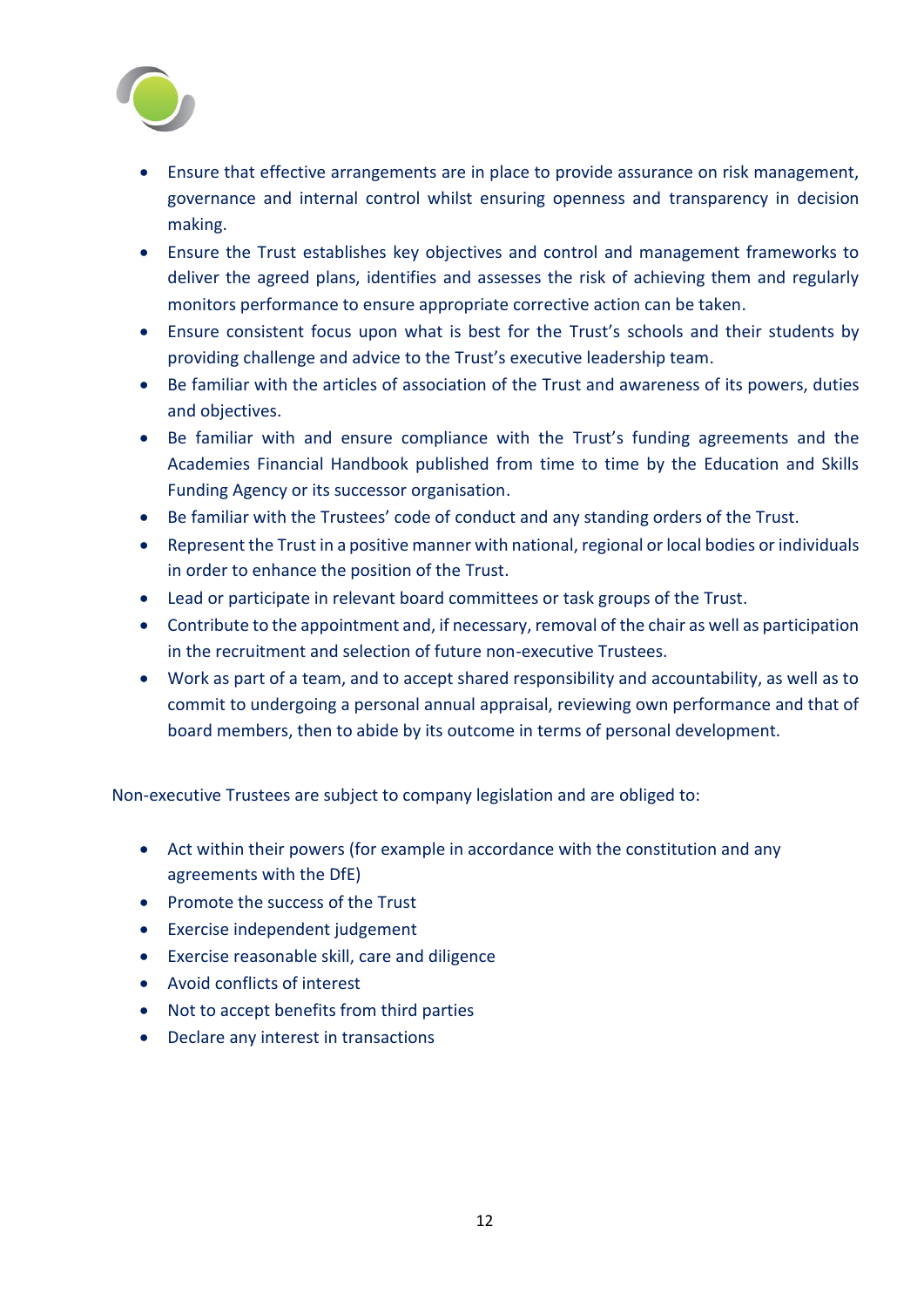- Ensure that effective arrangements are in place to provide assurance on risk management, governance and internal control whilst ensuring openness and transparency in decision making.
- Ensure the Trust establishes key objectives and control and management frameworks to deliver the agreed plans, identifies and assesses the risk of achieving them and regularly monitors performance to ensure appropriate corrective action can be taken.
- Ensure consistent focus upon what is best for the Trust's schools and their students by providing challenge and advice to the Trust's executive leadership team.
- Be familiar with the articles of association of the Trust and awareness of its powers, duties and objectives.
- Be familiar with and ensure compliance with the Trust's funding agreements and the Academies Financial Handbook published from time to time by the Education and Skills Funding Agency or its successor organisation.
- Be familiar with the Trustees' code of conduct and any standing orders of the Trust.
- Represent the Trust in a positive manner with national, regional or local bodies or individuals in order to enhance the position of the Trust.
- Lead or participate in relevant board committees or task groups of the Trust.
- Contribute to the appointment and, if necessary, removal of the chair as well as participation in the recruitment and selection of future non-executive Trustees.
- Work as part of a team, and to accept shared responsibility and accountability, as well as to commit to undergoing a personal annual appraisal, reviewing own performance and that of board members, then to abide by its outcome in terms of personal development.

Non-executive Trustees are subject to company legislation and are obliged to:

- Act within their powers (for example in accordance with the constitution and any agreements with the DfE)
- Promote the success of the Trust
- Exercise independent judgement
- Exercise reasonable skill, care and diligence
- Avoid conflicts of interest
- Not to accept benefits from third parties
- Declare any interest in transactions